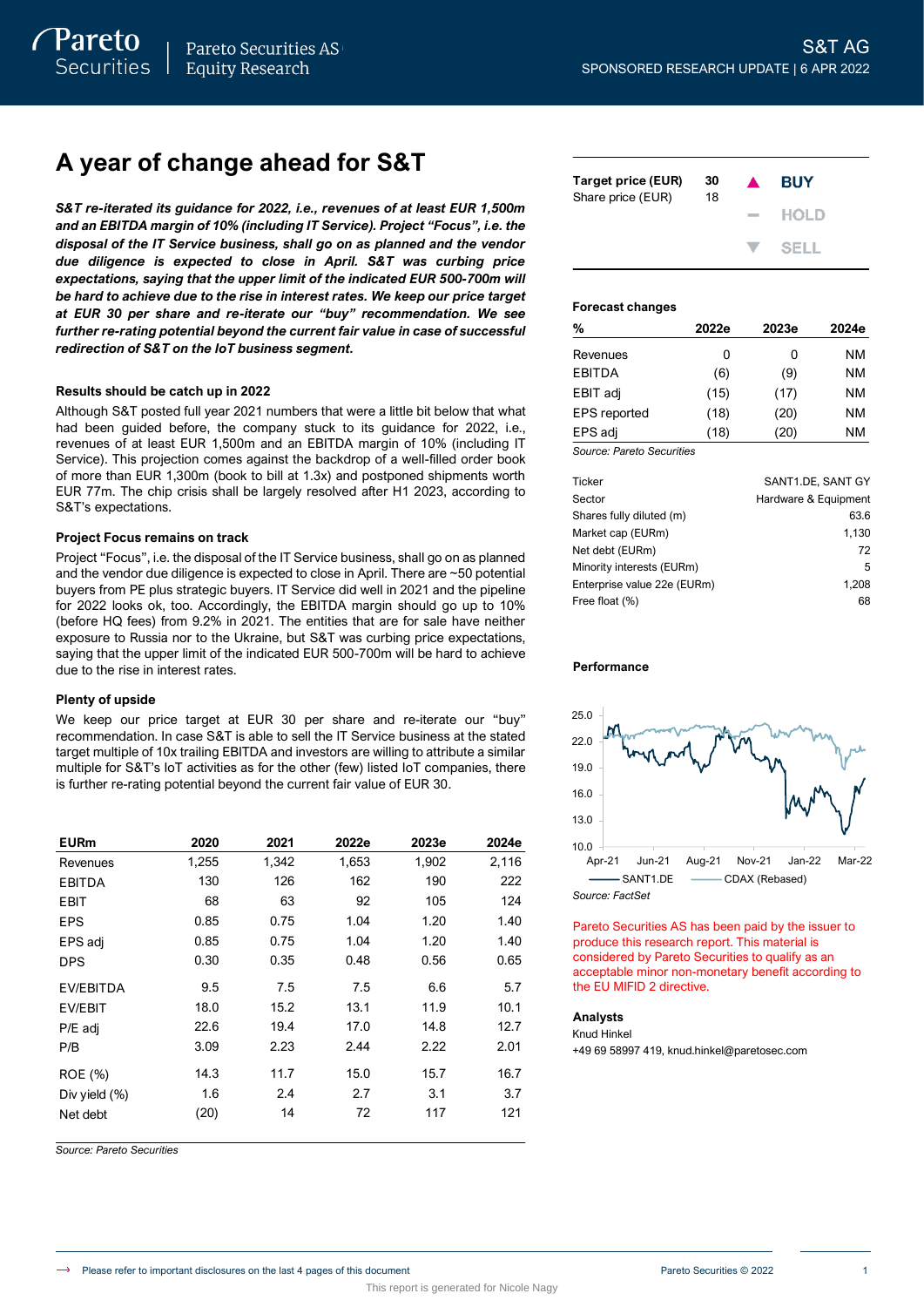# A year of change ahead for S&T

***S&T re-iterated its guidance for 2022, i.e., revenues of at least EUR 1,500m and an EBITDA margin of 10% (including IT Service). Project "Focus", i.e. the disposal of the IT Service business, shall go on as planned and the vendor due diligence is expected to close in April. S&T was curbing price expectations, saying that the upper limit of the indicated EUR 500-700m will be hard to achieve due to the rise in interest rates. We keep our price target at EUR 30 per share and re-iterate our "buy" recommendation. We see further re-rating potential beyond the current fair value in case of successful redirection of S&T on the IoT business segment.***

### Results should be catch up in 2022

Although S&T posted full year 2021 numbers that were a little bit below that what had been guided before, the company stuck to its guidance for 2022, i.e., revenues of at least EUR 1,500m and an EBITDA margin of 10% (including IT Service). This projection comes against the backdrop of a well-filled order book of more than EUR 1,300m (book to bill at 1.3x) and postponed shipments worth EUR 77m. The chip crisis shall be largely resolved after H1 2023, according to S&T's expectations.

### Project Focus remains on track

Project "Focus", i.e. the disposal of the IT Service business, shall go on as planned and the vendor due diligence is expected to close in April. There are ~50 potential buyers from PE plus strategic buyers. IT Service did well in 2021 and the pipeline for 2022 looks ok, too. Accordingly, the EBITDA margin should go up to 10% (before HQ fees) from 9.2% in 2021. The entities that are for sale have neither exposure to Russia nor to the Ukraine, but S&T was curbing price expectations, saying that the upper limit of the indicated EUR 500-700m will be hard to achieve due to the rise in interest rates.

### Plenty of upside

We keep our price target at EUR 30 per share and re-iterate our "buy" recommendation. In case S&T is able to sell the IT Service business at the stated target multiple of 10x trailing EBITDA and investors are willing to attribute a similar multiple for S&T's IoT activities as for the other (few) listed IoT companies, there is further re-rating potential beyond the current fair value of EUR 30.

| EURm | 2020 | 2021 | 2022e | 2023e | 2024e |
|---|---|---|---|---|---|
| Revenues | 1,255 | 1,342 | 1,653 | 1,902 | 2,116 |
| EBITDA | 130 | 126 | 162 | 190 | 222 |
| EBIT | 68 | 63 | 92 | 105 | 124 |
| EPS | 0.85 | 0.75 | 1.04 | 1.20 | 1.40 |
| EPS adj | 0.85 | 0.75 | 1.04 | 1.20 | 1.40 |
| DPS | 0.30 | 0.35 | 0.48 | 0.56 | 0.65 |
| EV/EBITDA | 9.5 | 7.5 | 7.5 | 6.6 | 5.7 |
| EV/EBIT | 18.0 | 15.2 | 13.1 | 11.9 | 10.1 |
| P/E adj | 22.6 | 19.4 | 17.0 | 14.8 | 12.7 |
| P/B | 3.09 | 2.23 | 2.44 | 2.22 | 2.01 |
| ROE (%) | 14.3 | 11.7 | 15.0 | 15.7 | 16.7 |
| Div yield (%) | 1.6 | 2.4 | 2.7 | 3.1 | 3.7 |
| Net debt | (20) | 14 | 72 | 117 | 121 |

*Source: Pareto Securities*

| | | |
|---|---|---|
| **Target price (EUR)** | **30** | **BUY** |
| Share price (EUR) | 18 | |

**Forecast changes**

| % | 2022e | 2023e | 2024e |
|---|---|---|---|
| Revenues | 0 | 0 | NM |
| EBITDA | (6) | (9) | NM |
| EBIT adj | (15) | (17) | NM |
| EPS reported | (18) | (20) | NM |
| EPS adj | (18) | (20) | NM |

*Source: Pareto Securities*

| | |
|---|---|
| Ticker | SANT1.DE, SANT GY |
| Sector | Hardware & Equipment |
| Shares fully diluted (m) | 63.6 |
| Market cap (EURm) | 1,130 |
| Net debt (EURm) | 72 |
| Minority interests (EURm) | 5 |
| Enterprise value 22e (EURm) | 1,208 |
| Free float (%) | 68 |

**Performance**

*Source: FactSet*

Pareto Securities AS has been paid by the issuer to produce this research report. This material is considered by Pareto Securities to qualify as an acceptable minor non-monetary benefit according to the EU MIFID 2 directive.

**Analysts**

Knud Hinkel

+49 69 58997 419, knud.hinkel@paretosec.com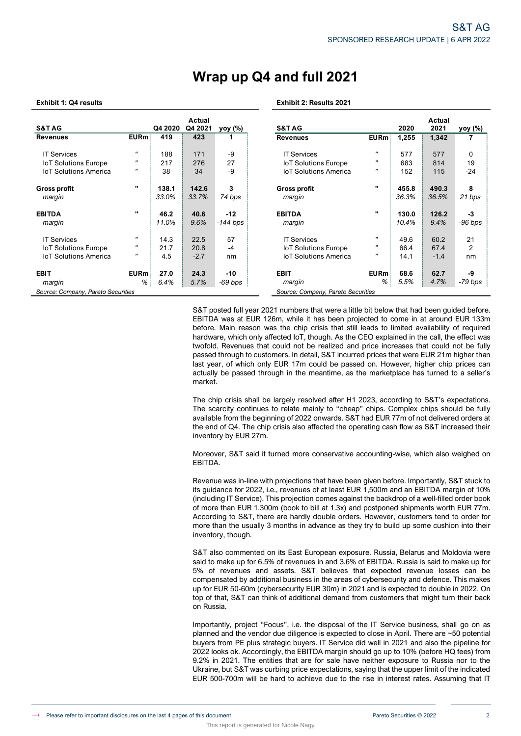# Wrap up Q4 and full 2021

**Exhibit 1: Q4 results**

| S&T AG | | Q4 2020 | Actual Q4 2021 | yoy (%) |
|---|---|---|---|---|
| **Revenues** | **EURm** | **419** | **423** | **1** |
| IT Services | " | 188 | 171 | -9 |
| IoT Solutions Europe | " | 217 | 276 | 27 |
| IoT Solutions America | " | 38 | 34 | -9 |
| **Gross profit** | " | **138.1** | **142.6** | **3** |
| *margin* | | *33.0%* | *33.7%* | *74 bps* |
| **EBITDA** | " | **46.2** | **40.6** | **-12** |
| *margin* | | *11.0%* | *9.6%* | *-144 bps* |
| IT Services | " | 14.3 | 22.5 | 57 |
| IoT Solutions Europe | " | 21.7 | 20.8 | -4 |
| IoT Solutions America | " | 4.5 | -2.7 | nm |
| **EBIT** | **EURm** | **27.0** | **24.3** | **-10** |
| *margin* | *%* | *6.4%* | *5.7%* | *-69 bps* |

*Source: Company, Pareto Securities*

**Exhibit 2: Results 2021**

| S&T AG | | 2020 | Actual 2021 | yoy (%) |
|---|---|---|---|---|
| **Revenues** | **EURm** | **1,255** | **1,342** | **7** |
| IT Services | " | 577 | 577 | 0 |
| IoT Solutions Europe | " | 683 | 814 | 19 |
| IoT Solutions America | " | 152 | 115 | -24 |
| **Gross profit** | " | **455.8** | **490.3** | **8** |
| *margin* | | *36.3%* | *36.5%* | *21 bps* |
| **EBITDA** | " | **130.0** | **126.2** | **-3** |
| *margin* | | *10.4%* | *9.4%* | *-96 bps* |
| IT Services | " | 49.6 | 60.2 | 21 |
| IoT Solutions Europe | " | 66.4 | 67.4 | 2 |
| IoT Solutions America | " | 14.1 | -1.4 | nm |
| **EBIT** | **EURm** | **68.6** | **62.7** | **-9** |
| *margin* | *%* | *5.5%* | *4.7%* | *-79 bps* |

*Source: Company, Pareto Securities*

S&T posted full year 2021 numbers that were a little bit below that had been guided before. EBITDA was at EUR 126m, while it has been projected to come in at around EUR 133m before. Main reason was the chip crisis that still leads to limited availability of required hardware, which only affected IoT, though. As the CEO explained in the call, the effect was twofold. Revenues that could not be realized and price increases that could not be fully passed through to customers. In detail, S&T incurred prices that were EUR 21m higher than last year, of which only EUR 17m could be passed on. However, higher chip prices can actually be passed through in the meantime, as the marketplace has turned to a seller's market.

The chip crisis shall be largely resolved after H1 2023, according to S&T's expectations. The scarcity continues to relate mainly to "cheap" chips. Complex chips should be fully available from the beginning of 2022 onwards. S&T had EUR 77m of not delivered orders at the end of Q4. The chip crisis also affected the operating cash flow as S&T increased their inventory by EUR 27m.

Moreover, S&T said it turned more conservative accounting-wise, which also weighed on EBITDA.

Revenue was in-line with projections that have been given before. Importantly, S&T stuck to its guidance for 2022, i.e., revenues of at least EUR 1,500m and an EBITDA margin of 10% (including IT Service). This projection comes against the backdrop of a well-filled order book of more than EUR 1,300m (book to bill at 1.3x) and postponed shipments worth EUR 77m. According to S&T, there are hardly double orders. However, customers tend to order for more than the usually 3 months in advance as they try to build up some cushion into their inventory, though.

S&T also commented on its East European exposure. Russia, Belarus and Moldovia were said to make up for 6.5% of revenues in and 3.6% of EBITDA. Russia is said to make up for 5% of revenues and assets. S&T believes that expected revenue losses can be compensated by additional business in the areas of cybersecurity and defence. This makes up for EUR 50-60m (cybersecurity EUR 30m) in 2021 and is expected to double in 2022. On top of that, S&T can think of additional demand from customers that might turn their back on Russia.

Importantly, project "Focus", i.e. the disposal of the IT Service business, shall go on as planned and the vendor due diligence is expected to close in April. There are ~50 potential buyers from PE plus strategic buyers. IT Service did well in 2021 and also the pipeline for 2022 looks ok. Accordingly, the EBITDA margin should go up to 10% (before HQ fees) from 9.2% in 2021. The entities that are for sale have neither exposure to Russia nor to the Ukraine, but S&T was curbing price expectations, saying that the upper limit of the indicated EUR 500-700m will be hard to achieve due to the rise in interest rates. Assuming that IT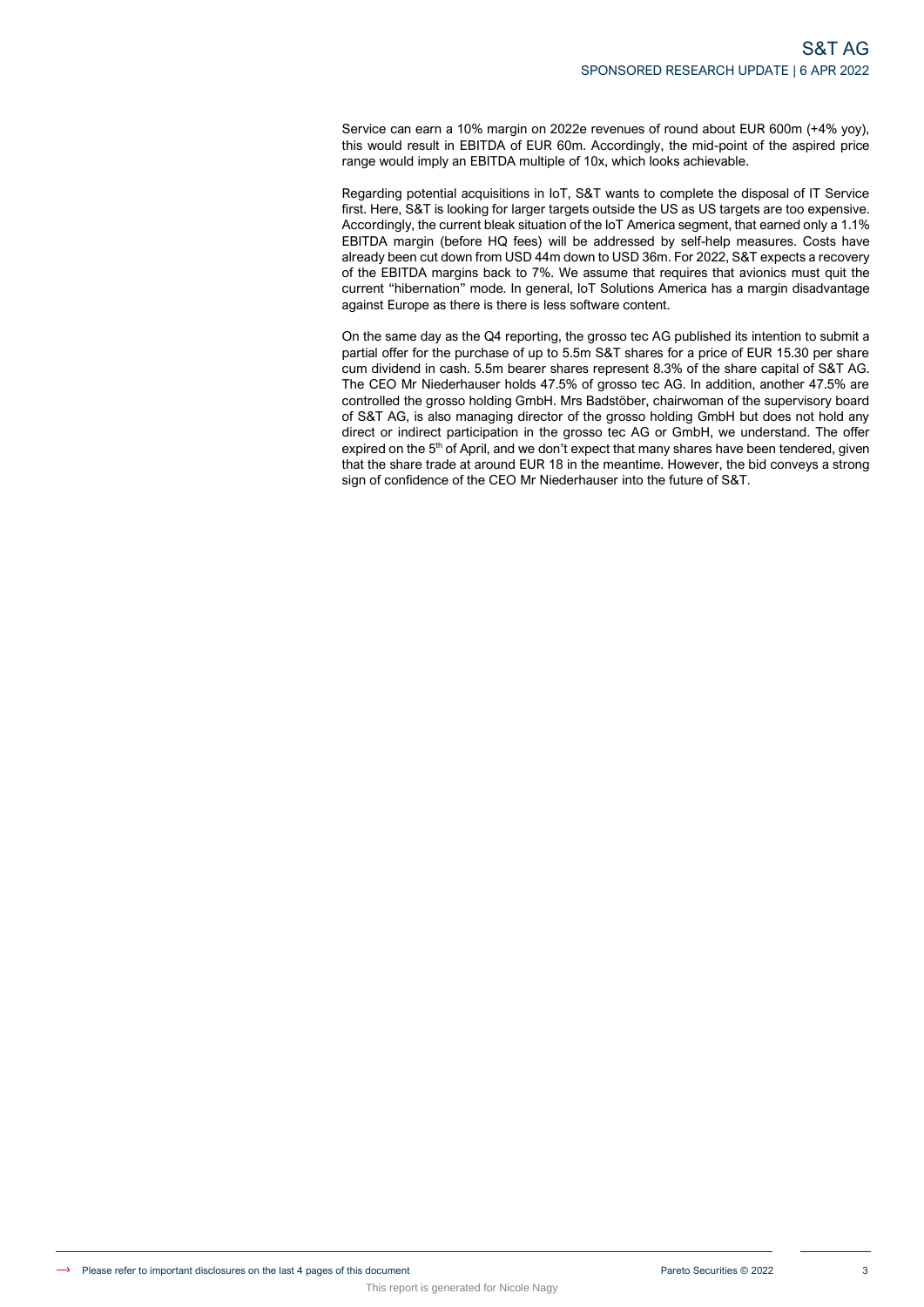Service can earn a 10% margin on 2022e revenues of round about EUR 600m (+4% yoy), this would result in EBITDA of EUR 60m. Accordingly, the mid-point of the aspired price range would imply an EBITDA multiple of 10x, which looks achievable.

Regarding potential acquisitions in IoT, S&T wants to complete the disposal of IT Service first. Here, S&T is looking for larger targets outside the US as US targets are too expensive. Accordingly, the current bleak situation of the IoT America segment, that earned only a 1.1% EBITDA margin (before HQ fees) will be addressed by self-help measures. Costs have already been cut down from USD 44m down to USD 36m. For 2022, S&T expects a recovery of the EBITDA margins back to 7%. We assume that requires that avionics must quit the current "hibernation" mode. In general, IoT Solutions America has a margin disadvantage against Europe as there is there is less software content.

On the same day as the Q4 reporting, the grosso tec AG published its intention to submit a partial offer for the purchase of up to 5.5m S&T shares for a price of EUR 15.30 per share cum dividend in cash. 5.5m bearer shares represent 8.3% of the share capital of S&T AG. The CEO Mr Niederhauser holds 47.5% of grosso tec AG. In addition, another 47.5% are controlled the grosso holding GmbH. Mrs Badstöber, chairwoman of the supervisory board of S&T AG, is also managing director of the grosso holding GmbH but does not hold any direct or indirect participation in the grosso tec AG or GmbH, we understand. The offer expired on the 5th of April, and we don't expect that many shares have been tendered, given that the share trade at around EUR 18 in the meantime. However, the bid conveys a strong sign of confidence of the CEO Mr Niederhauser into the future of S&T.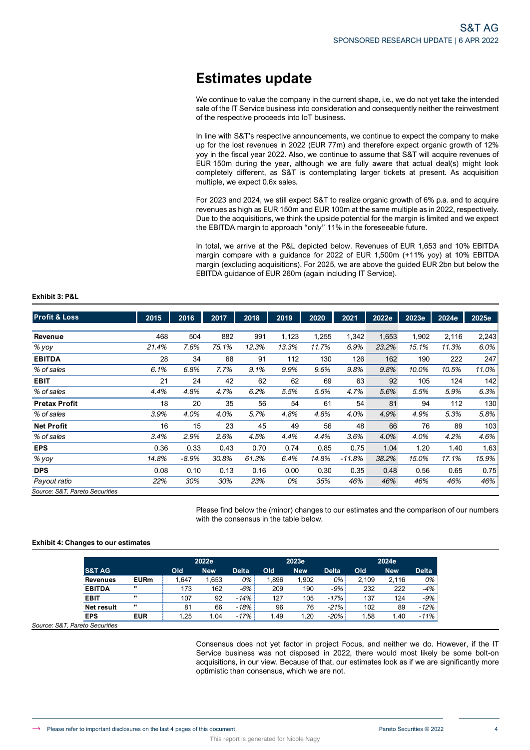# Estimates update

We continue to value the company in the current shape, i.e., we do not yet take the intended sale of the IT Service business into consideration and consequently neither the reinvestment of the respective proceeds into IoT business.

In line with S&T's respective announcements, we continue to expect the company to make up for the lost revenues in 2022 (EUR 77m) and therefore expect organic growth of 12% yoy in the fiscal year 2022. Also, we continue to assume that S&T will acquire revenues of EUR 150m during the year, although we are fully aware that actual deal(s) might look completely different, as S&T is contemplating larger tickets at present. As acquisition multiple, we expect 0.6x sales.

For 2023 and 2024, we still expect S&T to realize organic growth of 6% p.a. and to acquire revenues as high as EUR 150m and EUR 100m at the same multiple as in 2022, respectively. Due to the acquisitions, we think the upside potential for the margin is limited and we expect the EBITDA margin to approach "only" 11% in the foreseeable future.

In total, we arrive at the P&L depicted below. Revenues of EUR 1,653 and 10% EBITDA margin compare with a guidance for 2022 of EUR 1,500m (+11% yoy) at 10% EBITDA margin (excluding acquisitions). For 2025, we are above the guided EUR 2bn but below the EBITDA guidance of EUR 260m (again including IT Service).

**Exhibit 3: P&L**

| Profit & Loss | 2015 | 2016 | 2017 | 2018 | 2019 | 2020 | 2021 | 2022e | 2023e | 2024e | 2025e |
|---|---|---|---|---|---|---|---|---|---|---|---|
| **Revenue** | 468 | 504 | 882 | 991 | 1,123 | 1,255 | 1,342 | 1,653 | 1,902 | 2,116 | 2,243 |
| *% yoy* | *21.4%* | *7.6%* | *75.1%* | *12.3%* | *13.3%* | *11.7%* | *6.9%* | *23.2%* | *15.1%* | *11.3%* | *6.0%* |
| **EBITDA** | 28 | 34 | 68 | 91 | 112 | 130 | 126 | 162 | 190 | 222 | 247 |
| *% of sales* | *6.1%* | *6.8%* | *7.7%* | *9.1%* | *9.9%* | *9.6%* | *9.8%* | *9.8%* | *10.0%* | *10.5%* | *11.0%* |
| **EBIT** | 21 | 24 | 42 | 62 | 62 | 69 | 63 | 92 | 105 | 124 | 142 |
| *% of sales* | *4.4%* | *4.8%* | *4.7%* | *6.2%* | *5.5%* | *5.5%* | *4.7%* | *5.6%* | *5.5%* | *5.9%* | *6.3%* |
| **Pretax Profit** | 18 | 20 | 35 | 56 | 54 | 61 | 54 | 81 | 94 | 112 | 130 |
| *% of sales* | *3.9%* | *4.0%* | *4.0%* | *5.7%* | *4.8%* | *4.8%* | *4.0%* | *4.9%* | *4.9%* | *5.3%* | *5.8%* |
| **Net Profit** | 16 | 15 | 23 | 45 | 49 | 56 | 48 | 66 | 76 | 89 | 103 |
| *% of sales* | *3.4%* | *2.9%* | *2.6%* | *4.5%* | *4.4%* | *4.4%* | *3.6%* | *4.0%* | *4.0%* | *4.2%* | *4.6%* |
| **EPS** | 0.36 | 0.33 | 0.43 | 0.70 | 0.74 | 0.85 | 0.75 | 1.04 | 1.20 | 1.40 | 1.63 |
| *% yoy* | *14.8%* | *-8.9%* | *30.8%* | *61.3%* | *6.4%* | *14.8%* | *-11.8%* | *38.2%* | *15.0%* | *17.1%* | *15.9%* |
| **DPS** | 0.08 | 0.10 | 0.13 | 0.16 | 0.00 | 0.30 | 0.35 | 0.48 | 0.56 | 0.65 | 0.75 |
| *Payout ratio* | *22%* | *30%* | *30%* | *23%* | *0%* | *35%* | *46%* | *46%* | *46%* | *46%* | *46%* |

*Source: S&T, Pareto Securities*

Please find below the (minor) changes to our estimates and the comparison of our numbers with the consensus in the table below.

**Exhibit 4: Changes to our estimates**

| | | 2022e | | | 2023e | | | 2024e | | |
|---|---|---|---|---|---|---|---|---|---|---|
| **S&T AG** | | **Old** | **New** | **Delta** | **Old** | **New** | **Delta** | **Old** | **New** | **Delta** |
| **Revenues** | **EURm** | 1,647 | 1,653 | *0%* | 1,896 | 1,902 | *0%* | 2,109 | 2,116 | *0%* |
| **EBITDA** | " | 173 | 162 | *-6%* | 209 | 190 | *-9%* | 232 | 222 | *-4%* |
| **EBIT** | " | 107 | 92 | *-14%* | 127 | 105 | *-17%* | 137 | 124 | *-9%* |
| **Net result** | " | 81 | 66 | *-18%* | 96 | 76 | *-21%* | 102 | 89 | *-12%* |
| **EPS** | **EUR** | 1.25 | 1.04 | *-17%* | 1.49 | 1.20 | *-20%* | 1.58 | 1.40 | *-11%* |

*Source: S&T, Pareto Securities*

Consensus does not yet factor in project Focus, and neither we do. However, if the IT Service business was not disposed in 2022, there would most likely be some bolt-on acquisitions, in our view. Because of that, our estimates look as if we are significantly more optimistic than consensus, which we are not.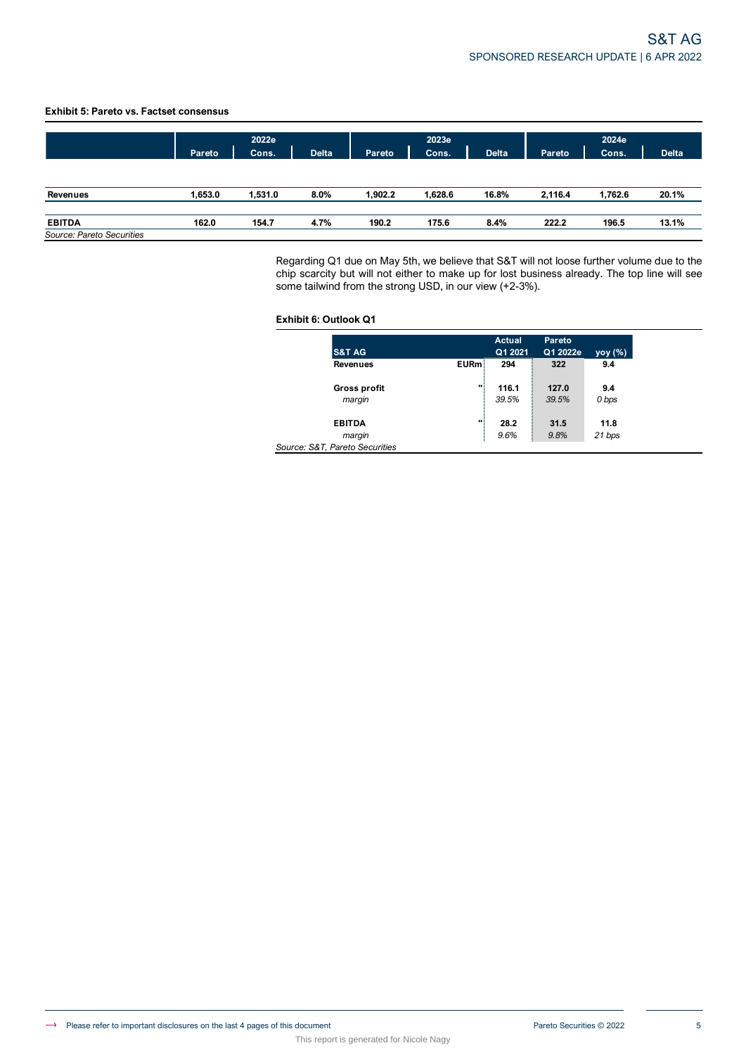**Exhibit 5: Pareto vs. Factset consensus**

| | 2022e | | | 2023e | | | 2024e | | |
|---|---|---|---|---|---|---|---|---|---|
| | Pareto | Cons. | Delta | Pareto | Cons. | Delta | Pareto | Cons. | Delta |
| **Revenues** | **1,653.0** | **1,531.0** | **8.0%** | **1,902.2** | **1,628.6** | **16.8%** | **2,116.4** | **1,762.6** | **20.1%** |
| **EBITDA** | **162.0** | **154.7** | **4.7%** | **190.2** | **175.6** | **8.4%** | **222.2** | **196.5** | **13.1%** |

*Source: Pareto Securities*

Regarding Q1 due on May 5th, we believe that S&T will not loose further volume due to the chip scarcity but will not either to make up for lost business already. The top line will see some tailwind from the strong USD, in our view (+2-3%).

**Exhibit 6: Outlook Q1**

| S&T AG | | Actual Q1 2021 | Pareto Q1 2022e | yoy (%) |
|---|---|---|---|---|
| **Revenues** | **EURm** | **294** | **322** | **9.4** |
| **Gross profit** | **"** | **116.1** | **127.0** | **9.4** |
| *margin* | | *39.5%* | *39.5%* | *0 bps* |
| **EBITDA** | **"** | **28.2** | **31.5** | **11.8** |
| *margin* | | *9.6%* | *9.8%* | *21 bps* |

*Source: S&T, Pareto Securities*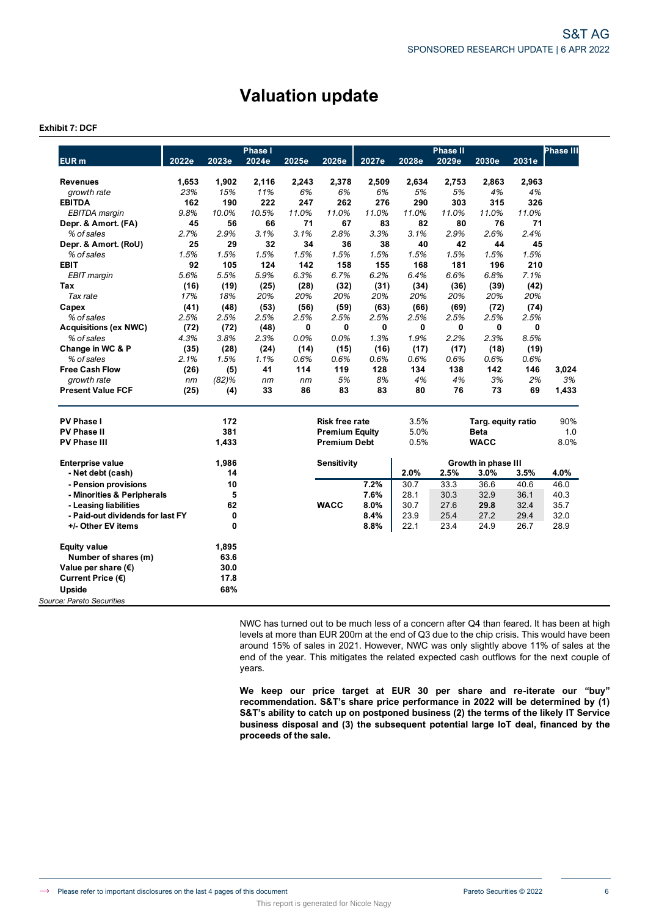# Valuation update

**Exhibit 7: DCF**

| EUR m | 2022e | 2023e | 2024e | 2025e | 2026e | 2027e | 2028e | 2029e | 2030e | 2031e | Phase III |
|---|---|---|---|---|---|---|---|---|---|---|---|
| | Phase I | | | | | Phase II | | | | | |
| **Revenues** | **1,653** | **1,902** | **2,116** | **2,243** | **2,378** | **2,509** | **2,634** | **2,753** | **2,863** | **2,963** | |
| *growth rate* | *23%* | *15%* | *11%* | *6%* | *6%* | *6%* | *5%* | *5%* | *4%* | *4%* | |
| **EBITDA** | **162** | **190** | **222** | **247** | **262** | **276** | **290** | **303** | **315** | **326** | |
| *EBITDA margin* | *9.8%* | *10.0%* | *10.5%* | *11.0%* | *11.0%* | *11.0%* | *11.0%* | *11.0%* | *11.0%* | *11.0%* | |
| **Depr. & Amort. (FA)** | **45** | **56** | **66** | **71** | **67** | **83** | **82** | **80** | **76** | **71** | |
| *% of sales* | *2.7%* | *2.9%* | *3.1%* | *3.1%* | *2.8%* | *3.3%* | *3.1%* | *2.9%* | *2.6%* | *2.4%* | |
| **Depr. & Amort. (RoU)** | **25** | **29** | **32** | **34** | **36** | **38** | **40** | **42** | **44** | **45** | |
| *% of sales* | *1.5%* | *1.5%* | *1.5%* | *1.5%* | *1.5%* | *1.5%* | *1.5%* | *1.5%* | *1.5%* | *1.5%* | |
| **EBIT** | **92** | **105** | **124** | **142** | **158** | **155** | **168** | **181** | **196** | **210** | |
| *EBIT margin* | *5.6%* | *5.5%* | *5.9%* | *6.3%* | *6.7%* | *6.2%* | *6.4%* | *6.6%* | *6.8%* | *7.1%* | |
| **Tax** | **(16)** | **(19)** | **(25)** | **(28)** | **(32)** | **(31)** | **(34)** | **(36)** | **(39)** | **(42)** | |
| *Tax rate* | *17%* | *18%* | *20%* | *20%* | *20%* | *20%* | *20%* | *20%* | *20%* | *20%* | |
| **Capex** | **(41)** | **(48)** | **(53)** | **(56)** | **(59)** | **(63)** | **(66)** | **(69)** | **(72)** | **(74)** | |
| *% of sales* | *2.5%* | *2.5%* | *2.5%* | *2.5%* | *2.5%* | *2.5%* | *2.5%* | *2.5%* | *2.5%* | *2.5%* | |
| **Acquisitions (ex NWC)** | **(72)** | **(72)** | **(48)** | **0** | **0** | **0** | **0** | **0** | **0** | **0** | |
| *% of sales* | *4.3%* | *3.8%* | *2.3%* | *0.0%* | *0.0%* | *1.3%* | *1.9%* | *2.2%* | *2.3%* | *8.5%* | |
| **Change in WC & P** | **(35)** | **(28)** | **(24)** | **(14)** | **(15)** | **(16)** | **(17)** | **(17)** | **(18)** | **(19)** | |
| *% of sales* | *2.1%* | *1.5%* | *1.1%* | *0.6%* | *0.6%* | *0.6%* | *0.6%* | *0.6%* | *0.6%* | *0.6%* | |
| **Free Cash Flow** | **(26)** | **(5)** | **41** | **114** | **119** | **128** | **134** | **138** | **142** | **146** | **3,024** |
| *growth rate* | *nm* | *(82)%* | *nm* | *nm* | *5%* | *8%* | *4%* | *4%* | *3%* | *2%* | *3%* |
| **Present Value FCF** | **(25)** | **(4)** | **33** | **86** | **83** | **83** | **80** | **76** | **73** | **69** | **1,433** |

| | |
|---|---|
| **PV Phase I** | **172** |
| **PV Phase II** | **381** |
| **PV Phase III** | **1,433** |
| **Enterprise value** | **1,986** |
| **- Net debt (cash)** | **14** |
| **- Pension provisions** | **10** |
| **- Minorities & Peripherals** | **5** |
| **- Leasing liabilities** | **62** |
| **- Paid-out dividends for last FY** | **0** |
| **+/- Other EV items** | **0** |
| **Equity value** | **1,895** |
| **Number of shares (m)** | **63.6** |
| **Value per share (€)** | **30.0** |
| **Current Price (€)** | **17.8** |
| **Upside** | **68%** |

| | | | |
|---|---|---|---|
| **Risk free rate** | 3.5% | **Targ. equity ratio** | 90% |
| **Premium Equity** | 5.0% | **Beta** | 1.0 |
| **Premium Debt** | 0.5% | **WACC** | 8.0% |

| **Sensitivity** | | Growth in phase III | | | | |
|---|---|---|---|---|---|---|
| | | **2.0%** | **2.5%** | **3.0%** | **3.5%** | **4.0%** |
| | **7.2%** | 30.7 | 33.3 | 36.6 | 40.6 | 46.0 |
| | **7.6%** | 28.1 | 30.3 | 32.9 | 36.1 | 40.3 |
| **WACC** | **8.0%** | 30.7 | 27.6 | **29.8** | 32.4 | 35.7 |
| | **8.4%** | 23.9 | 25.4 | 27.2 | 29.4 | 32.0 |
| | **8.8%** | 22.1 | 23.4 | 24.9 | 26.7 | 28.9 |

Source: Pareto Securities

NWC has turned out to be much less of a concern after Q4 than feared. It has been at high levels at more than EUR 200m at the end of Q3 due to the chip crisis. This would have been around 15% of sales in 2021. However, NWC was only slightly above 11% of sales at the end of the year. This mitigates the related expected cash outflows for the next couple of years.

**We keep our price target at EUR 30 per share and re-iterate our "buy" recommendation. S&T's share price performance in 2022 will be determined by (1) S&T's ability to catch up on postponed business (2) the terms of the likely IT Service business disposal and (3) the subsequent potential large IoT deal, financed by the proceeds of the sale.**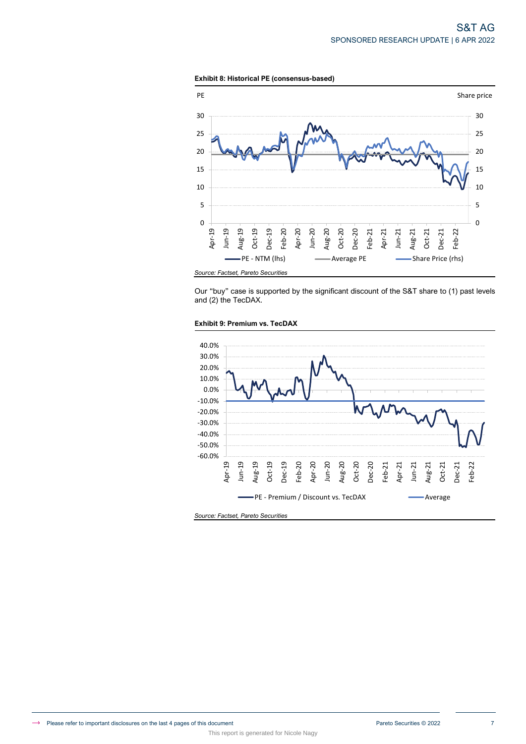**Exhibit 8: Historical PE (consensus-based)**

*Source: Factset, Pareto Securities*

Our "buy" case is supported by the significant discount of the S&T share to (1) past levels and (2) the TecDAX.

**Exhibit 9: Premium vs. TecDAX**

*Source: Factset, Pareto Securities*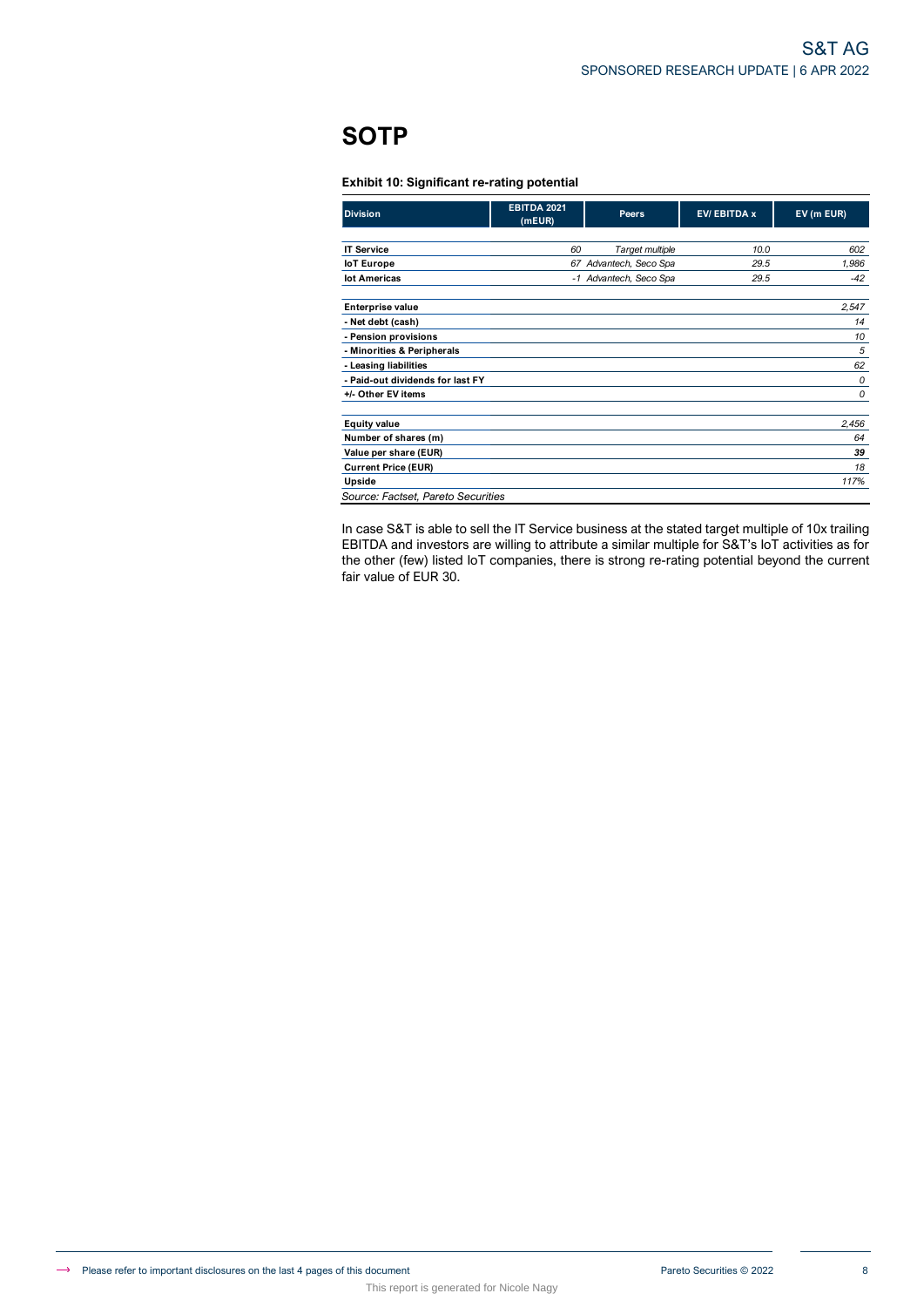# SOTP

**Exhibit 10: Significant re-rating potential**

| Division | EBITDA 2021 (mEUR) | Peers | EV/ EBITDA x | EV (m EUR) |
|---|---|---|---|---|
| **IT Service** | 60 | *Target multiple* | 10.0 | 602 |
| **IoT Europe** | 67 | *Advantech, Seco Spa* | 29.5 | 1,986 |
| **Iot Americas** | -1 | *Advantech, Seco Spa* | 29.5 | -42 |
| | | | | |
| **Enterprise value** | | | | 2,547 |
| **- Net debt (cash)** | | | | 14 |
| **- Pension provisions** | | | | 10 |
| **- Minorities & Peripherals** | | | | 5 |
| **- Leasing liabilities** | | | | 62 |
| **- Paid-out dividends for last FY** | | | | 0 |
| **+/- Other EV items** | | | | 0 |
| | | | | |
| **Equity value** | | | | 2,456 |
| **Number of shares (m)** | | | | 64 |
| **Value per share (EUR)** | | | | **39** |
| **Current Price (EUR)** | | | | 18 |
| **Upside** | | | | 117% |

*Source: Factset, Pareto Securities*

In case S&T is able to sell the IT Service business at the stated target multiple of 10x trailing EBITDA and investors are willing to attribute a similar multiple for S&T's IoT activities as for the other (few) listed IoT companies, there is strong re-rating potential beyond the current fair value of EUR 30.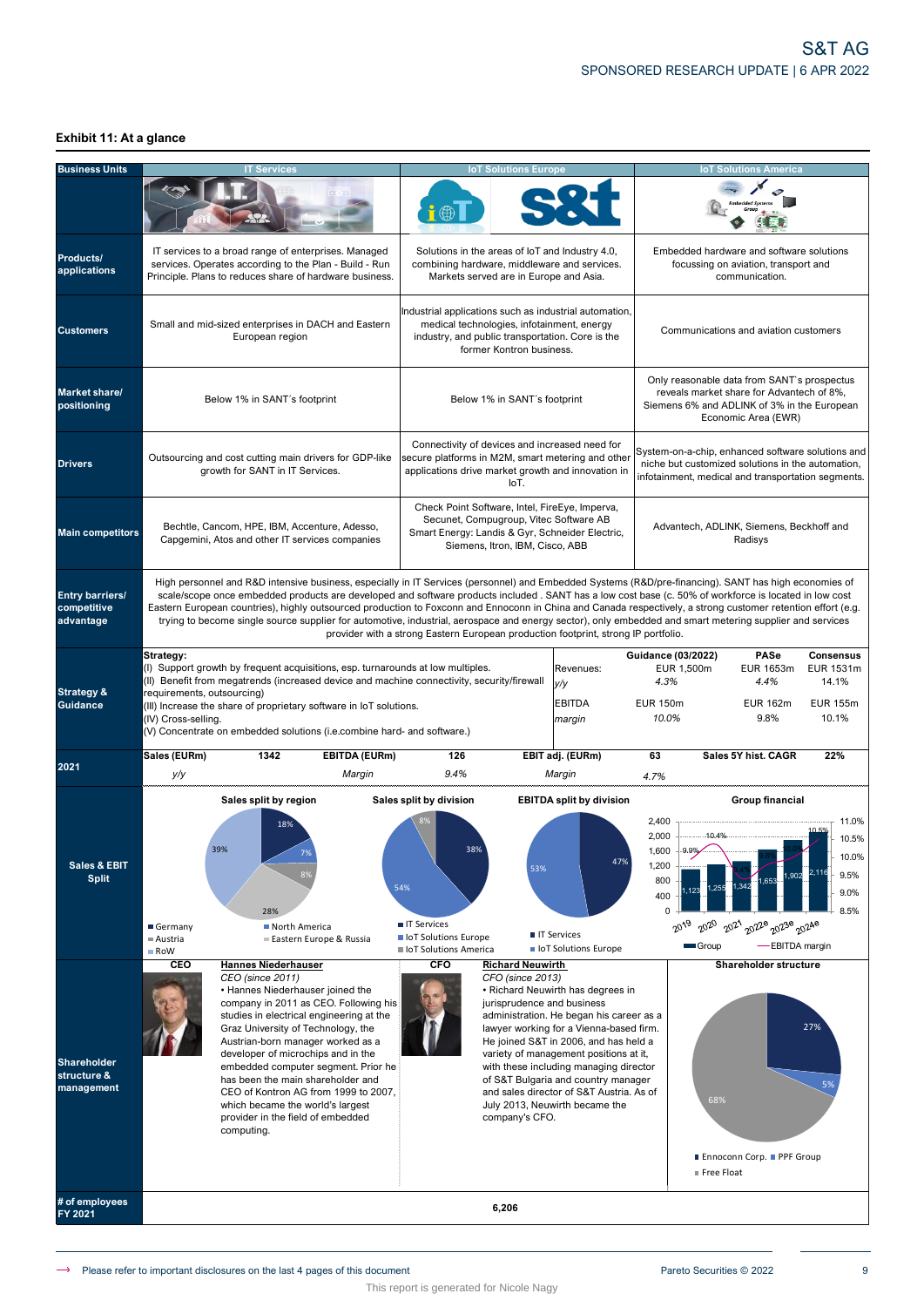## Exhibit 11: At a glance

| Business Units | IT Services | IoT Solutions Europe | IoT Solutions America |
|---|---|---|---|
| Products/ applications | IT services to a broad range of enterprises. Managed services. Operates according to the Plan - Build - Run Principle. Plans to reduces share of hardware business. | Solutions in the areas of IoT and Industry 4.0, combining hardware, middleware and services. Markets served are in Europe and Asia. | Embedded hardware and software solutions focussing on aviation, transport and communication. |
| Customers | Small and mid-sized enterprises in DACH and Eastern European region | Industrial applications such as industrial automation, medical technologies, infotainment, energy industry, and public transportation. Core is the former Kontron business. | Communications and aviation customers |
| Market share/ positioning | Below 1% in SANT´s footprint | Below 1% in SANT´s footprint | Only reasonable data from SANT´s prospectus reveals market share for Advantech of 8%, Siemens 6% and ADLINK of 3% in the European Economic Area (EWR) |
| Drivers | Outsourcing and cost cutting main drivers for GDP-like growth for SANT in IT Services. | Connectivity of devices and increased need for secure platforms in M2M, smart metering and other applications drive market growth and innovation in IoT. | System-on-a-chip, enhanced software solutions and niche but customized solutions in the automation, infotainment, medical and transportation segments. |
| Main competitors | Bechtle, Cancom, HPE, IBM, Accenture, Adesso, Capgemini, Atos and other IT services companies | Check Point Software, Intel, FireEye, Imperva, Secunet, Compugroup, Vitec Software AB Smart Energy: Landis & Gyr, Schneider Electric, Siemens, Itron, IBM, Cisco, ABB | Advantech, ADLINK, Siemens, Beckhoff and Radisys |

**Entry barriers/ competitive advantage**

High personnel and R&D intensive business, especially in IT Services (personnel) and Embedded Systems (R&D/pre-financing). SANT has high economies of scale/scope once embedded products are developed and software products included . SANT has a low cost base (c. 50% of workforce is located in low cost Eastern European countries), highly outsourced production to Foxconn and Ennoconn in China and Canada respectively, a strong customer retention effort (e.g. trying to become single source supplier for automotive, industrial, aerospace and energy sector), only embedded and smart metering supplier and services provider with a strong Eastern European production footprint, strong IP portfolio.

**Strategy & Guidance**

**Strategy:**
(I) Support growth by frequent acquisitions, esp. turnarounds at low multiples.
(II) Benefit from megatrends (increased device and machine connectivity, security/firewall requirements, outsourcing)
(III) Increase the share of proprietary software in IoT solutions.
(IV) Cross-selling.
(V) Concentrate on embedded solutions (i.e.combine hard- and software.)

| | Guidance (03/2022) | PASe | Consensus |
|---|---|---|---|
| Revenues: | EUR 1,500m | EUR 1653m | EUR 1531m |
| *y/y* | *4.3%* | *4.4%* | 14.1% |
| EBITDA | EUR 150m | EUR 162m | EUR 155m |
| *margin* | *10.0%* | 9.8% | 10.1% |

**2021**

| Sales (EURm) | 1342 | EBITDA (EURm) | 126 | EBIT adj. (EURm) | 63 | Sales 5Y hist. CAGR | 22% |
|---|---|---|---|---|---|---|---|
| *y/y* | | *Margin* | *9.4%* | *Margin* | *4.7%* | | |

**Sales & EBIT Split**

**Sales split by region:** Germany 39%; North America 18%; Austria 7%; Eastern Europe & Russia 8%; RoW 28%

**Sales split by division:** IT Services 38%; IoT Solutions Europe 54%; IoT Solutions America 8%

**EBITDA split by division:** IT Services 47%; IoT Solutions Europe 53%

**Group financial**

| | 2019 | 2020 | 2021 | 2022e | 2023e | 2024e |
|---|---|---|---|---|---|---|
| Group | 1,123 | 1,255 | 1,342 | 1,653 | 1,902 | 2,116 |
| EBITDA margin | 9.9% | 10.4% | | | | 10.5% |

**Shareholder structure & management**

**CEO** — **Hannes Niederhauser**
*CEO (since 2011)*
• Hannes Niederhauser joined the company in 2011 as CEO. Following his studies in electrical engineering at the Graz University of Technology, the Austrian-born manager worked as a developer of microchips and in the embedded computer segment. Prior he has been the main shareholder and CEO of Kontron AG from 1999 to 2007, which became the world's largest provider in the field of embedded computing.

**CFO** — **Richard Neuwirth**
*CFO (since 2013)*
• Richard Neuwirth has degrees in jurisprudence and business administration. He began his career as a lawyer working for a Vienna-based firm. He joined S&T in 2006, and has held a variety of management positions at it, with these including managing director of S&T Bulgaria and country manager and sales director of S&T Austria. As of July 2013, Neuwirth became the company's CFO.

**Shareholder structure:** Ennoconn Corp. 27%; PPF Group 5%; Free Float 68%

**# of employees FY 2021:** 6,206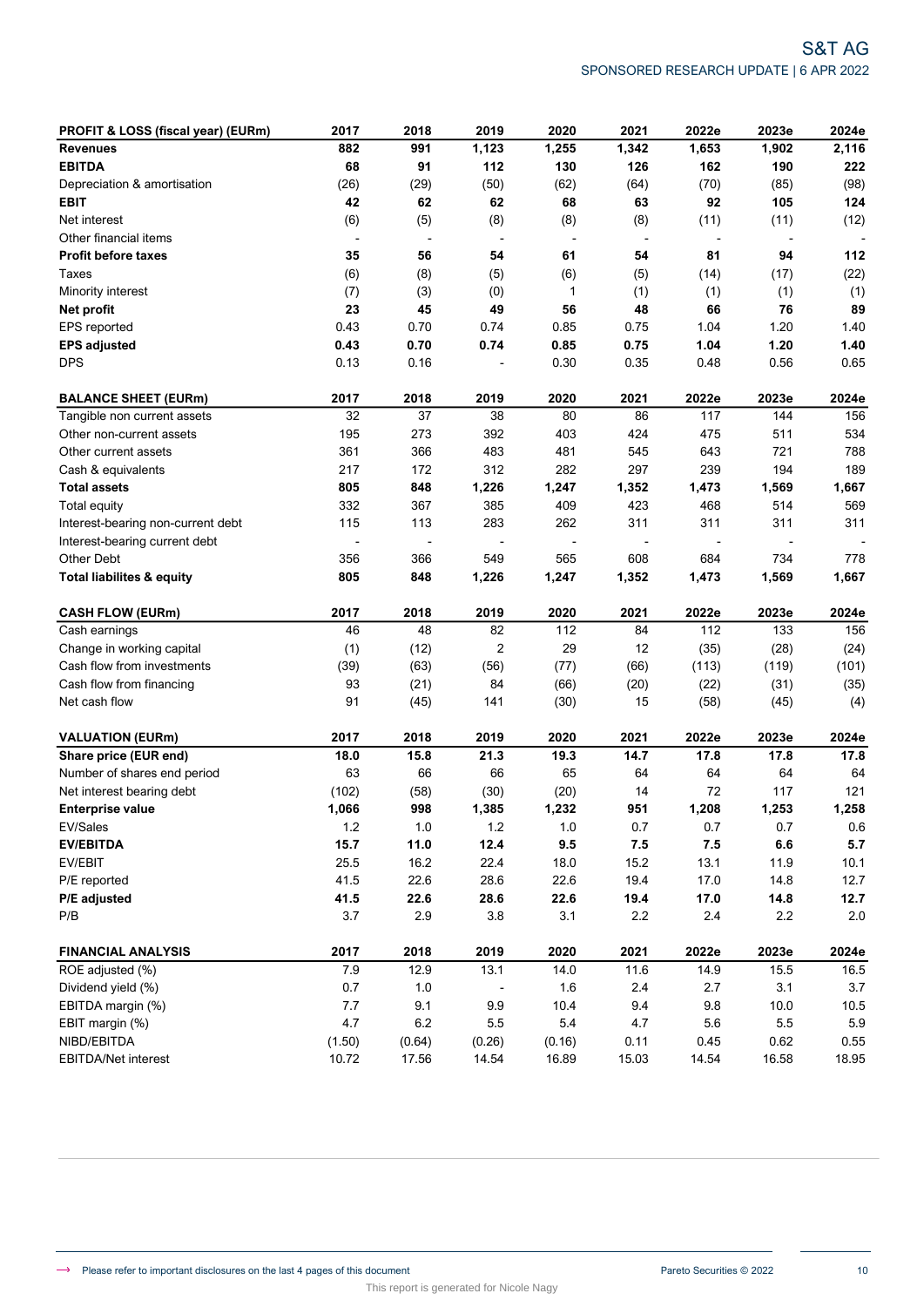| PROFIT & LOSS (fiscal year) (EURm) | 2017 | 2018 | 2019 | 2020 | 2021 | 2022e | 2023e | 2024e |
|---|---|---|---|---|---|---|---|---|
| **Revenues** | **882** | **991** | **1,123** | **1,255** | **1,342** | **1,653** | **1,902** | **2,116** |
| **EBITDA** | **68** | **91** | **112** | **130** | **126** | **162** | **190** | **222** |
| Depreciation & amortisation | (26) | (29) | (50) | (62) | (64) | (70) | (85) | (98) |
| **EBIT** | **42** | **62** | **62** | **68** | **63** | **92** | **105** | **124** |
| Net interest | (6) | (5) | (8) | (8) | (8) | (11) | (11) | (12) |
| Other financial items | - | - | - | - | - | - | - | - |
| **Profit before taxes** | **35** | **56** | **54** | **61** | **54** | **81** | **94** | **112** |
| Taxes | (6) | (8) | (5) | (6) | (5) | (14) | (17) | (22) |
| Minority interest | (7) | (3) | (0) | 1 | (1) | (1) | (1) | (1) |
| **Net profit** | **23** | **45** | **49** | **56** | **48** | **66** | **76** | **89** |
| EPS reported | 0.43 | 0.70 | 0.74 | 0.85 | 0.75 | 1.04 | 1.20 | 1.40 |
| **EPS adjusted** | **0.43** | **0.70** | **0.74** | **0.85** | **0.75** | **1.04** | **1.20** | **1.40** |
| DPS | 0.13 | 0.16 | - | 0.30 | 0.35 | 0.48 | 0.56 | 0.65 |

| BALANCE SHEET (EURm) | 2017 | 2018 | 2019 | 2020 | 2021 | 2022e | 2023e | 2024e |
|---|---|---|---|---|---|---|---|---|
| Tangible non current assets | 32 | 37 | 38 | 80 | 86 | 117 | 144 | 156 |
| Other non-current assets | 195 | 273 | 392 | 403 | 424 | 475 | 511 | 534 |
| Other current assets | 361 | 366 | 483 | 481 | 545 | 643 | 721 | 788 |
| Cash & equivalents | 217 | 172 | 312 | 282 | 297 | 239 | 194 | 189 |
| **Total assets** | **805** | **848** | **1,226** | **1,247** | **1,352** | **1,473** | **1,569** | **1,667** |
| Total equity | 332 | 367 | 385 | 409 | 423 | 468 | 514 | 569 |
| Interest-bearing non-current debt | 115 | 113 | 283 | 262 | 311 | 311 | 311 | 311 |
| Interest-bearing current debt | - | - | - | - | - | - | - | - |
| Other Debt | 356 | 366 | 549 | 565 | 608 | 684 | 734 | 778 |
| **Total liabilites & equity** | **805** | **848** | **1,226** | **1,247** | **1,352** | **1,473** | **1,569** | **1,667** |

| CASH FLOW (EURm) | 2017 | 2018 | 2019 | 2020 | 2021 | 2022e | 2023e | 2024e |
|---|---|---|---|---|---|---|---|---|
| Cash earnings | 46 | 48 | 82 | 112 | 84 | 112 | 133 | 156 |
| Change in working capital | (1) | (12) | 2 | 29 | 12 | (35) | (28) | (24) |
| Cash flow from investments | (39) | (63) | (56) | (77) | (66) | (113) | (119) | (101) |
| Cash flow from financing | 93 | (21) | 84 | (66) | (20) | (22) | (31) | (35) |
| Net cash flow | 91 | (45) | 141 | (30) | 15 | (58) | (45) | (4) |

| VALUATION (EURm) | 2017 | 2018 | 2019 | 2020 | 2021 | 2022e | 2023e | 2024e |
|---|---|---|---|---|---|---|---|---|
| **Share price (EUR end)** | **18.0** | **15.8** | **21.3** | **19.3** | **14.7** | **17.8** | **17.8** | **17.8** |
| Number of shares end period | 63 | 66 | 66 | 65 | 64 | 64 | 64 | 64 |
| Net interest bearing debt | (102) | (58) | (30) | (20) | 14 | 72 | 117 | 121 |
| **Enterprise value** | **1,066** | **998** | **1,385** | **1,232** | **951** | **1,208** | **1,253** | **1,258** |
| EV/Sales | 1.2 | 1.0 | 1.2 | 1.0 | 0.7 | 0.7 | 0.7 | 0.6 |
| **EV/EBITDA** | **15.7** | **11.0** | **12.4** | **9.5** | **7.5** | **7.5** | **6.6** | **5.7** |
| EV/EBIT | 25.5 | 16.2 | 22.4 | 18.0 | 15.2 | 13.1 | 11.9 | 10.1 |
| P/E reported | 41.5 | 22.6 | 28.6 | 22.6 | 19.4 | 17.0 | 14.8 | 12.7 |
| **P/E adjusted** | **41.5** | **22.6** | **28.6** | **22.6** | **19.4** | **17.0** | **14.8** | **12.7** |
| P/B | 3.7 | 2.9 | 3.8 | 3.1 | 2.2 | 2.4 | 2.2 | 2.0 |

| FINANCIAL ANALYSIS | 2017 | 2018 | 2019 | 2020 | 2021 | 2022e | 2023e | 2024e |
|---|---|---|---|---|---|---|---|---|
| ROE adjusted (%) | 7.9 | 12.9 | 13.1 | 14.0 | 11.6 | 14.9 | 15.5 | 16.5 |
| Dividend yield (%) | 0.7 | 1.0 | - | 1.6 | 2.4 | 2.7 | 3.1 | 3.7 |
| EBITDA margin (%) | 7.7 | 9.1 | 9.9 | 10.4 | 9.4 | 9.8 | 10.0 | 10.5 |
| EBIT margin (%) | 4.7 | 6.2 | 5.5 | 5.4 | 4.7 | 5.6 | 5.5 | 5.9 |
| NIBD/EBITDA | (1.50) | (0.64) | (0.26) | (0.16) | 0.11 | 0.45 | 0.62 | 0.55 |
| EBITDA/Net interest | 10.72 | 17.56 | 14.54 | 16.89 | 15.03 | 14.54 | 16.58 | 18.95 |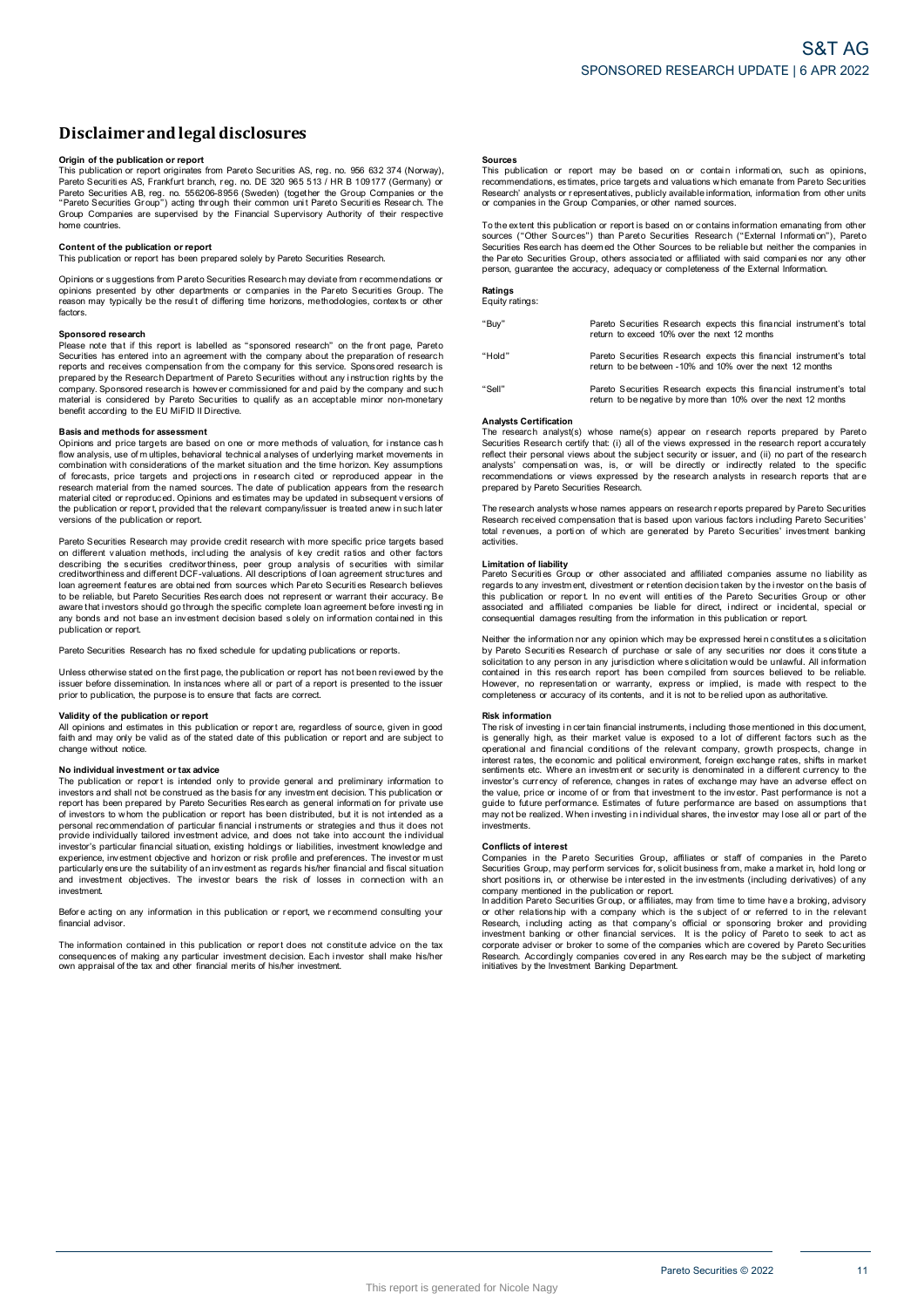# Disclaimer and legal disclosures

**Origin of the publication or report**

This publication or report originates from Pareto Securities AS, reg. no. 956 632 374 (Norway), Pareto Securities AS, Frankfurt branch, reg. no. DE 320 965 513 / HR B 109177 (Germany) or Pareto Securities AB, reg. no. 556206-8956 (Sweden) (together the Group Companies or the "Pareto Securities Group") acting through their common unit Pareto Securities Research. The Group Companies are supervised by the Financial Supervisory Authority of their respective home countries.

**Content of the publication or report**

This publication or report has been prepared solely by Pareto Securities Research.

Opinions or suggestions from Pareto Securities Research may deviate from recommendations or opinions presented by other departments or companies in the Pareto Securities Group. The reason may typically be the result of differing time horizons, methodologies, contexts or other factors.

**Sponsored research**

Please note that if this report is labelled as "sponsored research" on the front page, Pareto Securities has entered into an agreement with the company about the preparation of research reports and receives compensation from the company for this service. Sponsored research is prepared by the Research Department of Pareto Securities without any instruction rights by the company. Sponsored research is however commissioned for and paid by the company and such material is considered by Pareto Securities to qualify as an acceptable minor non-monetary benefit according to the EU MiFID II Directive.

**Basis and methods for assessment**

Opinions and price targets are based on one or more methods of valuation, for instance cash flow analysis, use of multiples, behavioral technical analyses of underlying market movements in combination with considerations of the market situation and the time horizon. Key assumptions of forecasts, price targets and projections in research cited or reproduced appear in the research material from the named sources. The date of publication appears from the research material cited or reproduced. Opinions and estimates may be updated in subsequent versions of the publication or report, provided that the relevant company/issuer is treated anew in such later versions of the publication or report.

Pareto Securities Research may provide credit research with more specific price targets based on different valuation methods, including the analysis of key credit ratios and other factors describing the securities creditworthiness, peer group analysis of securities with similar creditworthiness and different DCF-valuations. All descriptions of loan agreement structures and loan agreement features are obtained from sources which Pareto Securities Research believes to be reliable, but Pareto Securities Research does not represent or warrant their accuracy. Be aware that investors should go through the specific complete loan agreement before investing in any bonds and not base an investment decision based solely on information contained in this publication or report.

Pareto Securities Research has no fixed schedule for updating publications or reports.

Unless otherwise stated on the first page, the publication or report has not been reviewed by the issuer before dissemination. In instances where all or part of a report is presented to the issuer prior to publication, the purpose is to ensure that facts are correct.

**Validity of the publication or report**

All opinions and estimates in this publication or report are, regardless of source, given in good faith and may only be valid as of the stated date of this publication or report and are subject to change without notice.

**No individual investment or tax advice**

The publication or report is intended only to provide general and preliminary information to investors and shall not be construed as the basis for any investment decision. This publication or report has been prepared by Pareto Securities Research as general information for private use of investors to whom the publication or report has been distributed, but it is not intended as a personal recommendation of particular financial instruments or strategies and thus it does not provide individually tailored investment advice, and does not take into account the individual investor's particular financial situation, existing holdings or liabilities, investment knowledge and experience, investment objective and horizon or risk profile and preferences. The investor must particularly ensure the suitability of an investment as regards his/her financial and fiscal situation and investment objectives. The investor bears the risk of losses in connection with an investment.

Before acting on any information in this publication or report, we recommend consulting your financial advisor.

The information contained in this publication or report does not constitute advice on the tax consequences of making any particular investment decision. Each investor shall make his/her own appraisal of the tax and other financial merits of his/her investment.

**Sources**

This publication or report may be based on or contain information, such as opinions, recommendations, estimates, price targets and valuations which emanate from Pareto Securities Research' analysts or representatives, publicly available information, information from other units or companies in the Group Companies, or other named sources.

To the extent this publication or report is based on or contains information emanating from other sources ("Other Sources") than Pareto Securities Research ("External Information"), Pareto Securities Research has deemed the Other Sources to be reliable but neither the companies in the Pareto Securities Group, others associated or affiliated with said companies nor any other person, guarantee the accuracy, adequacy or completeness of the External Information.

**Ratings**

Equity ratings:

| | |
|---|---|
| "Buy" | Pareto Securities Research expects this financial instrument's total return to exceed 10% over the next 12 months |
| "Hold" | Pareto Securities Research expects this financial instrument's total return to be between -10% and 10% over the next 12 months |
| "Sell" | Pareto Securities Research expects this financial instrument's total return to be negative by more than 10% over the next 12 months |

**Analysts Certification**

The research analyst(s) whose name(s) appear on research reports prepared by Pareto Securities Research certify that: (i) all of the views expressed in the research report accurately reflect their personal views about the subject security or issuer, and (ii) no part of the research analysts' compensation was, is, or will be directly or indirectly related to the specific recommendations or views expressed by the research analysts in research reports that are prepared by Pareto Securities Research.

The research analysts whose names appears on research reports prepared by Pareto Securities Research received compensation that is based upon various factors including Pareto Securities' total revenues, a portion of which are generated by Pareto Securities' investment banking activities.

**Limitation of liability**

Pareto Securities Group or other associated and affiliated companies assume no liability as regards to any investment, divestment or retention decision taken by the investor on the basis of this publication or report. In no event will entities of the Pareto Securities Group or other associated and affiliated companies be liable for direct, indirect or incidental, special or consequential damages resulting from the information in this publication or report.

Neither the information nor any opinion which may be expressed herein constitutes a solicitation by Pareto Securities Research of purchase or sale of any securities nor does it constitute a solicitation to any person in any jurisdiction where solicitation would be unlawful. All information contained in this research report has been compiled from sources believed to be reliable. However, no representation or warranty, express or implied, is made with respect to the completeness or accuracy of its contents, and it is not to be relied upon as authoritative.

**Risk information**

The risk of investing in certain financial instruments, including those mentioned in this document, is generally high, as their market value is exposed to a lot of different factors such as the operational and financial conditions of the relevant company, growth prospects, change in interest rates, the economic and political environment, foreign exchange rates, shifts in market sentiments etc. Where an investment or security is denominated in a different currency to the investor's currency of reference, changes in rates of exchange may have an adverse effect on the value, price or income of or from that investment to the investor. Past performance is not a guide to future performance. Estimates of future performance are based on assumptions that may not be realized. When investing in individual shares, the investor may lose all or part of the investments.

**Conflicts of interest**

Companies in the Pareto Securities Group, affiliates or staff of companies in the Pareto Securities Group, may perform services for, solicit business from, make a market in, hold long or short positions in, or otherwise be interested in the investments (including derivatives) of any company mentioned in the publication or report.

In addition Pareto Securities Group, or affiliates, may from time to time have a broking, advisory or other relationship with a company which is the subject of or referred to in the relevant Research, including acting as that company's official or sponsoring broker and providing investment banking or other financial services. It is the policy of Pareto to seek to act as corporate adviser or broker to some of the companies which are covered by Pareto Securities Research. Accordingly companies covered in any Research may be the subject of marketing initiatives by the Investment Banking Department.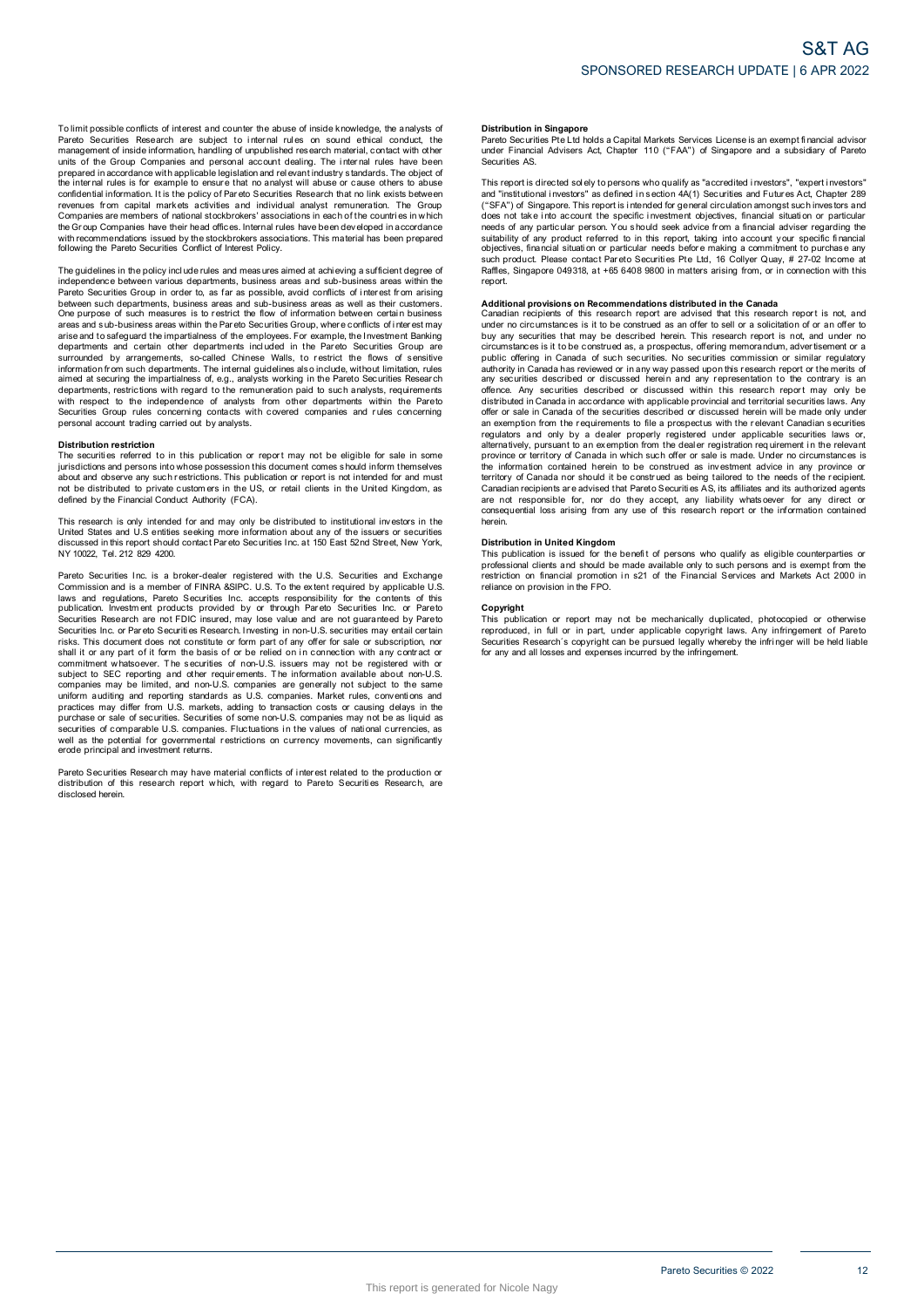To limit possible conflicts of interest and counter the abuse of inside knowledge, the analysts of Pareto Securities Research are subject to internal rules on sound ethical conduct, the management of inside information, handling of unpublished research material, contact with other units of the Group Companies and personal account dealing. The internal rules have been prepared in accordance with applicable legislation and relevant industry standards. The object of the internal rules is for example to ensure that no analyst will abuse or cause others to abuse confidential information. It is the policy of Pareto Securities Research that no link exists between revenues from capital markets activities and individual analyst remuneration. The Group Companies are members of national stockbrokers' associations in each of the countries in which the Group Companies have their head offices. Internal rules have been developed in accordance with recommendations issued by the stockbrokers associations. This material has been prepared following the Pareto Securities Conflict of Interest Policy.

The guidelines in the policy include rules and measures aimed at achieving a sufficient degree of independence between various departments, business areas and sub-business areas within the Pareto Securities Group in order to, as far as possible, avoid conflicts of interest from arising between such departments, business areas and sub-business areas as well as their customers. One purpose of such measures is to restrict the flow of information between certain business areas and sub-business areas within the Pareto Securities Group, where conflicts of interest may arise and to safeguard the impartialness of the employees. For example, the Investment Banking departments and certain other departments included in the Pareto Securities Group are surrounded by arrangements, so-called Chinese Walls, to restrict the flows of sensitive information from such departments. The internal guidelines also include, without limitation, rules aimed at securing the impartialness of, e.g., analysts working in the Pareto Securities Research departments, restrictions with regard to the remuneration paid to such analysts, requirements with respect to the independence of analysts from other departments within the Pareto Securities Group rules concerning contacts with covered companies and rules concerning personal account trading carried out by analysts.

**Distribution restriction**

The securities referred to in this publication or report may not be eligible for sale in some jurisdictions and persons into whose possession this document comes should inform themselves about and observe any such restrictions. This publication or report is not intended for and must not be distributed to private customers in the US, or retail clients in the United Kingdom, as defined by the Financial Conduct Authority (FCA).

This research is only intended for and may only be distributed to institutional investors in the United States and U.S entities seeking more information about any of the issuers or securities discussed in this report should contact Pareto Securities Inc. at 150 East 52nd Street, New York, NY 10022, Tel. 212 829 4200.

Pareto Securities Inc. is a broker-dealer registered with the U.S. Securities and Exchange Commission and is a member of FINRA &SIPC. U.S. To the extent required by applicable U.S. laws and regulations, Pareto Securities Inc. accepts responsibility for the contents of this publication. Investment products provided by or through Pareto Securities Inc. or Pareto Securities Research are not FDIC insured, may lose value and are not guaranteed by Pareto Securities Inc. or Pareto Securities Research. Investing in non-U.S. securities may entail certain risks. This document does not constitute or form part of any offer for sale or subscription, nor shall it or any part of it form the basis of or be relied on in connection with any contract or commitment whatsoever. The securities of non-U.S. issuers may not be registered with or subject to SEC reporting and other requirements. The information available about non-U.S. companies may be limited, and non-U.S. companies are generally not subject to the same uniform auditing and reporting standards as U.S. companies. Market rules, conventions and practices may differ from U.S. markets, adding to transaction costs or causing delays in the purchase or sale of securities. Securities of some non-U.S. companies may not be as liquid as securities of comparable U.S. companies. Fluctuations in the values of national currencies, as well as the potential for governmental restrictions on currency movements, can significantly erode principal and investment returns.

Pareto Securities Research may have material conflicts of interest related to the production or distribution of this research report which, with regard to Pareto Securities Research, are disclosed herein.

**Distribution in Singapore**

Pareto Securities Pte Ltd holds a Capital Markets Services License is an exempt financial advisor under Financial Advisers Act, Chapter 110 ("FAA") of Singapore and a subsidiary of Pareto Securities AS.

This report is directed solely to persons who qualify as "accredited investors", "expert investors" and "institutional investors" as defined in section 4A(1) Securities and Futures Act, Chapter 289 ("SFA") of Singapore. This report is intended for general circulation amongst such investors and does not take into account the specific investment objectives, financial situation or particular needs of any particular person. You should seek advice from a financial adviser regarding the suitability of any product referred to in this report, taking into account your specific financial objectives, financial situation or particular needs before making a commitment to purchase any such product. Please contact Pareto Securities Pte Ltd, 16 Collyer Quay, # 27-02 Income at Raffles, Singapore 049318, at +65 6408 9800 in matters arising from, or in connection with this report.

**Additional provisions on Recommendations distributed in the Canada**

Canadian recipients of this research report are advised that this research report is not, and under no circumstances is it to be construed as an offer to sell or a solicitation of or an offer to buy any securities that may be described herein. This research report is not, and under no circumstances is it to be construed as, a prospectus, offering memorandum, advertisement or a public offering in Canada of such securities. No securities commission or similar regulatory authority in Canada has reviewed or in any way passed upon this research report or the merits of any securities described or discussed herein and any representation to the contrary is an offence. Any securities described or discussed within this research report may only be distributed in Canada in accordance with applicable provincial and territorial securities laws. Any offer or sale in Canada of the securities described or discussed herein will be made only under an exemption from the requirements to file a prospectus with the relevant Canadian securities regulators and only by a dealer properly registered under applicable securities laws or, alternatively, pursuant to an exemption from the dealer registration requirement in the relevant province or territory of Canada in which such offer or sale is made. Under no circumstances is the information contained herein to be construed as investment advice in any province or territory of Canada nor should it be construed as being tailored to the needs of the recipient. Canadian recipients are advised that Pareto Securities AS, its affiliates and its authorized agents are not responsible for, nor do they accept, any liability whatsoever for any direct or consequential loss arising from any use of this research report or the information contained herein.

**Distribution in United Kingdom**

This publication is issued for the benefit of persons who qualify as eligible counterparties or professional clients and should be made available only to such persons and is exempt from the restriction on financial promotion in s21 of the Financial Services and Markets Act 2000 in reliance on provision in the FPO.

**Copyright**

This publication or report may not be mechanically duplicated, photocopied or otherwise reproduced, in full or in part, under applicable copyright laws. Any infringement of Pareto Securities Research´s copyright can be pursued legally whereby the infringer will be held liable for any and all losses and expenses incurred by the infringement.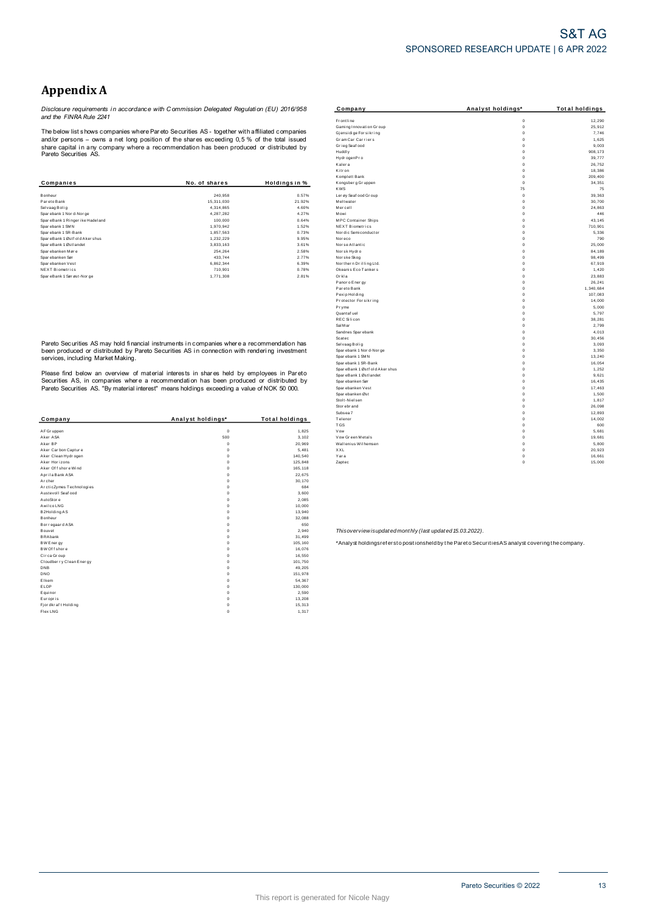# Appendix A

*Disclosure requirements in accordance with Commission Delegated Regulation (EU) 2016/958 and the FINRA Rule 2241*

The below list shows companies where Pareto Securities AS - together with affiliated companies and/or persons – owns a net long position of the shares exceeding 0,5 % of the total issued share capital in any company where a recommendation has been produced or distributed by Pareto Securities AS.

| Companies | No. of shares | Holdings in % |
|---|---|---|
| Bonheur | 240,958 | 0.57% |
| Pareto Bank | 15,311,030 | 21.92% |
| Selvaag Bolig | 4,314,865 | 4.60% |
| Sparebank 1 Nord-Norge | 4,287,282 | 4.27% |
| SpareBank 1 Ringerike Hadeland | 100,000 | 0.64% |
| Sparebank 1 SMN | 1,970,942 | 1.52% |
| Sparebank 1 SR-Bank | 1,857,563 | 0.73% |
| SpareBank 1 Østfold Akershus | 1,232,229 | 9.95% |
| SpareBank 1 Østlandet | 3,833,163 | 3.61% |
| Sparebanken Møre | 254,264 | 2.58% |
| Sparebanken Sør | 433,744 | 2.77% |
| Sparebanken Vest | 6,862,344 | 6.39% |
| NEXT Biometrics | 710,901 | 0.78% |
| SpareBank 1 Sørøst-Norge | 1,771,308 | 2.81% |

Pareto Securities AS may hold financial instruments in companies where a recommendation has been produced or distributed by Pareto Securities AS in connection with rendering investment services, including Market Making.

Please find below an overview of material interests in shares held by employees in Pareto Securities AS, in companies where a recommendation has been produced or distributed by Pareto Securities AS. "By material interest" means holdings exceeding a value of NOK 50 000.

| Company | Analyst holdings* | Total holdings |
|---|---|---|
| AF Gruppen | 0 | 1,825 |
| Aker ASA | 500 | 3,102 |
| Aker BP | 0 | 20,969 |
| Aker Carbon Capture | 0 | 5,481 |
| Aker Clean Hydrogen | 0 | 140,540 |
| Aker Horizons | 0 | 125,848 |
| Aker Offshore Wind | 0 | 165,118 |
| Aprila Bank ASA | 0 | 22,675 |
| Archer | 0 | 30,170 |
| ArcticZymes Technologies | 0 | 684 |
| Austevoll Seafood | 0 | 3,600 |
| AutoStore | 0 | 2,085 |
| Awilco LNG | 0 | 10,000 |
| B2Holding AS | 0 | 13,940 |
| Bonheur | 0 | 32,088 |
| Borregaard ASA | 0 | 650 |
| Bouvet | 0 | 2,940 |
| BRAbank | 0 | 31,499 |
| BW Energy | 0 | 105,160 |
| BW Offshore | 0 | 16,076 |
| Circa Group | 0 | 16,550 |
| Cloudberry Clean Energy | 0 | 101,750 |
| DNB | 0 | 49,205 |
| DNO | 0 | 151,978 |
| Elkem | 0 | 54,367 |
| ELOP | 0 | 130,000 |
| Equinor | 0 | 2,590 |
| Europris | 0 | 13,208 |
| Fjordkraft Holding | 0 | 15,313 |
| Flex LNG | 0 | 1,317 |
| Frontline | 0 | 12,290 |
| Gaming Innovation Group | 0 | 25,912 |
| Gjensidige Forsikring | 0 | 7,746 |
| Gram Car Carriers | 0 | 1,625 |
| Grieg Seafood | 0 | 9,003 |
| Huddly | 0 | 908,173 |
| HydrogenPro | 0 | 39,777 |
| Kalera | 0 | 26,752 |
| Kitron | 0 | 18,386 |
| Komplett Bank | 0 | 209,400 |
| Kongsberg Gruppen | 0 | 34,351 |
| KWS | 75 | 75 |
| Lerøy Seafood Group | 0 | 39,363 |
| Meltwater | 0 | 30,700 |
| Mercell | 0 | 24,863 |
| Mowi | 0 | 446 |
| MPC Container Ships | 0 | 43,145 |
| NEXT Biometrics | 0 | 710,901 |
| Nordic Semiconductor | 0 | 5,336 |
| Noreco | 0 | 790 |
| Norse Atlantic | 0 | 25,000 |
| Norsk Hydro | 0 | 84,189 |
| Norske Skog | 0 | 98,499 |
| Northern Drilling Ltd. | 0 | 67,919 |
| Okeanis Eco Tankers | 0 | 1,420 |
| Orkla | 0 | 23,883 |
| Panoro Energy | 0 | 26,241 |
| Pareto Bank | 0 | 1,340,684 |
| Pexip Holding | 0 | 107,083 |
| Protector Forsikring | 0 | 14,000 |
| Pryme | 0 | 5,000 |
| Quantafuel | 0 | 5,797 |
| REC Silicon | 0 | 38,281 |
| SalMar | 0 | 2,799 |
| Sandnes Sparebank | 0 | 4,013 |
| Scatec | 0 | 30,456 |
| Selvaag Bolig | 0 | 3,093 |
| Sparebank 1 Nord-Norge | 0 | 3,350 |
| Sparebank 1 SMN | 0 | 13,240 |
| Sparebank 1 SR-Bank | 0 | 16,054 |
| SpareBank 1 Østfold Akershus | 0 | 1,252 |
| SpareBank 1 Østlandet | 0 | 9,621 |
| Sparebanken Sør | 0 | 16,435 |
| Sparebanken Vest | 0 | 17,463 |
| Sparebanken Øst | 0 | 1,500 |
| Stolt-Nielsen | 0 | 1,817 |
| Storebrand | 0 | 26,098 |
| Subsea 7 | 0 | 12,893 |
| Telenor | 0 | 14,002 |
| TGS | 0 | 600 |
| Vow | 0 | 5,681 |
| Vow Green Metals | 0 | 19,681 |
| Wallenius Wilhemsen | 0 | 5,800 |
| XXL | 0 | 20,923 |
| Yara | 0 | 16,661 |
| Zaptec | 0 | 15,000 |

*This overview is updated monthly (last updated 15.03.2022).*

*Analyst holdings refers to positions held by the Pareto Securities AS analyst covering the company.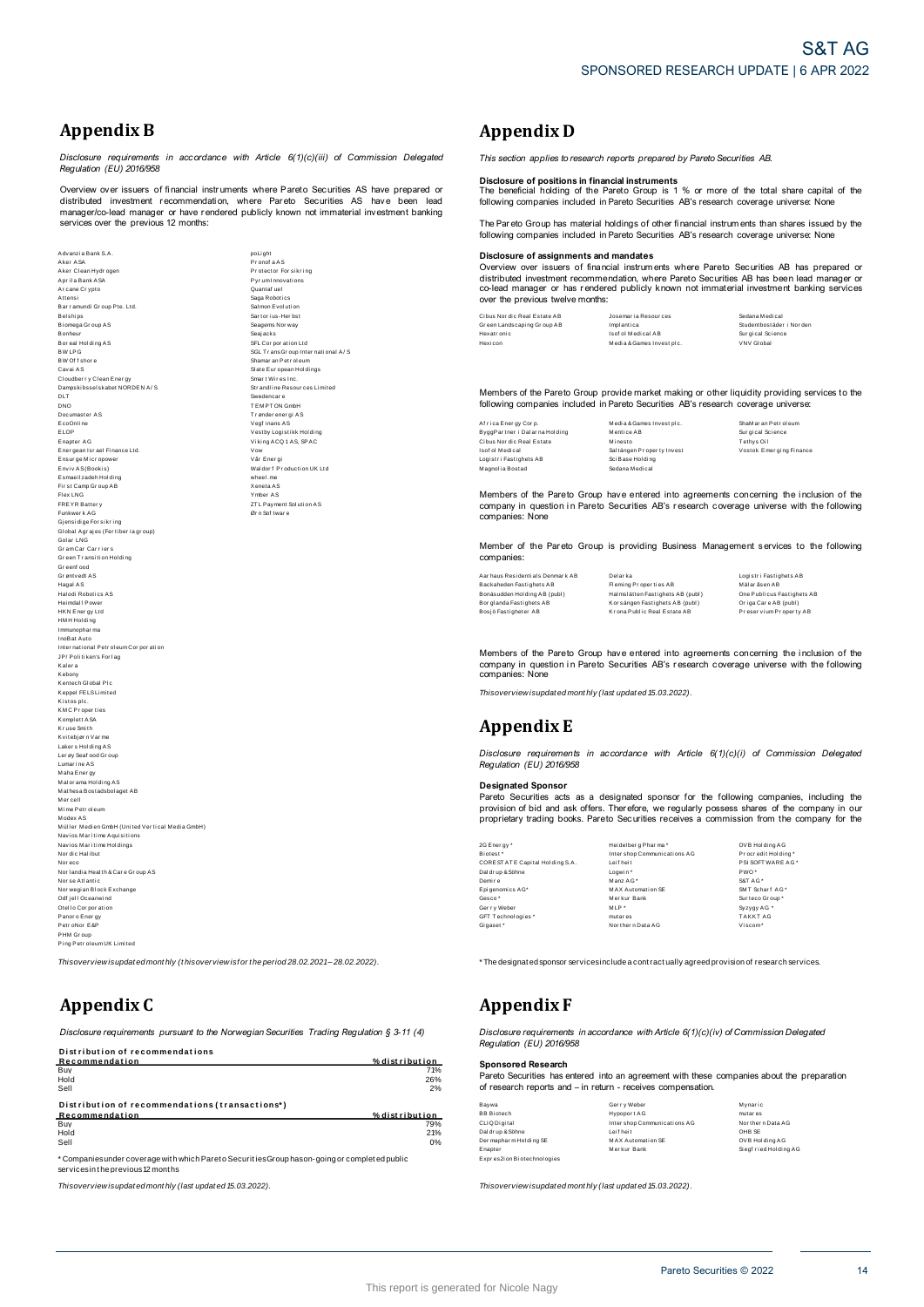## Appendix B

*Disclosure requirements in accordance with Article 6(1)(c)(iii) of Commission Delegated Regulation (EU) 2016/958*

Overview over issuers of financial instruments where Pareto Securities AS have prepared or distributed investment recommendation, where Pareto Securities AS have been lead manager/co-lead manager or have rendered publicly known not immaterial investment banking services over the previous 12 months:

| | |
|---|---|
| Advanzia Bank S.A. | poLight |
| Aker ASA | PronofaAS |
| Aker Clean Hydrogen | Protector Forsikring |
| Aprila Bank ASA | PyrumInnovations |
| Arcane Crypto | Quantafuel |
| Attensi | Saga Robotics |
| Barramundi Group Pte. Ltd. | Salmon Evolution |
| Belships | Sartorius-Herbst |
| Biomega Group AS | Seagems Norway |
| Bonheur | Seajacks |
| Boreal Holding AS | SFL Corporation Ltd |
| BW LPG | SGL TransGroup International A/S |
| BW Offshore | Shamaran Petroleum |
| Cavai AS | Slate European Holdings |
| Cloudberry Clean Energy | Smart Wires Inc. |
| Dampskibsselskabet NORDEN A/S | Strandline Resources Limited |
| DLT | Swedencare |
| DNO | TEMPTON GmbH |
| Documaster AS | Trønderenergi AS |
| EcoOnline | Vegfinans AS |
| ELOP | Vestby Logistikk Holding |
| Enapter AG | Viking ACQ 1 AS, SPAC |
| Energean Israel Finance Ltd. | Vow |
| Ensurge Micropower | Vår Energi |
| Enviv AS (Bookis) | Waldorf Production UK Ltd |
| Esmaeilzadeh Holding | wheel.me |
| First Camp Group AB | Xeneta AS |
| Flex LNG | Ymber AS |
| FREYR Battery | ZTL Payment Solution AS |
| Funkwerk AG | Ørn Software |
| Gjensidige Forsikring | |
| Global Agrajes (Fertiberia group) | |
| Golar LNG | |
| GramCar Carriers | |
| Green Transition Holding | |
| Greenfood | |
| Grøntvedt AS | |
| Hagal AS | |
| Halodi Robotics AS | |
| Heimdall Power | |
| HKN Energy Ltd | |
| HMH Holding | |
| Immunopharma | |
| InoBat Auto | |
| International Petroleum Corporation | |
| JP/ Politiken's Forlag | |
| Kalera | |
| Kebony | |
| Kentech Global Plc | |
| Keppel FELS Limited | |
| Kistos plc. | |
| KMC Properties | |
| Komplett ASA | |
| Kruse Smith | |
| Kvitebjørn Varme | |
| Lakers Holding AS | |
| Lerøy Seafood Group | |
| Lumarine AS | |
| Maha Energy | |
| Malorama Holding AS | |
| Mathesa Bostadsbolaget AB | |
| Mercell | |
| Mime Petroleum | |
| Modex AS | |
| Müller Medien GmbH (United Vertical Media GmbH) | |
| Navios Maritime Aquisitions | |
| Navios Maritime Holdings | |
| Nordic Halibut | |
| Noreco | |
| Norlandia Health & Care Group AS | |
| Norse Atlantic | |
| Norwegian Block Exchange | |
| Odfjell Oceanwind | |
| Otello Corporation | |
| Panoro Energy | |
| PetroNor E&P | |
| PHM Group | |
| Ping Petroleum UK Limited | |

*This overview is updated monthly (this overview is for the period 28.02.2021 – 28.02.2022).*

## Appendix C

*Disclosure requirements pursuant to the Norwegian Securities Trading Regulation § 3-11 (4)*

**Distribution of recommendations**

| Recommendation | % distribution |
|---|---|
| Buy | 71% |
| Hold | 26% |
| Sell | 2% |

**Distribution of recommendations (transactions*)**

| Recommendation | % distribution |
|---|---|
| Buy | 79% |
| Hold | 21% |
| Sell | 0% |

\* Companies under coverage with which Pareto Securities Group has on-going or completed public services in the previous 12 months

*This overview is updated monthly (last updated 15.03.2022).*

## Appendix D

*This section applies to research reports prepared by Pareto Securities AB.*

**Disclosure of positions in financial instruments**

The beneficial holding of the Pareto Group is 1 % or more of the total share capital of the following companies included in Pareto Securities AB's research coverage universe: None

The Pareto Group has material holdings of other financial instruments than shares issued by the following companies included in Pareto Securities AB's research coverage universe: None

**Disclosure of assignments and mandates**

Overview over issuers of financial instruments where Pareto Securities AB has prepared or distributed investment recommendation, where Pareto Securities AB has been lead manager or co-lead manager or has rendered publicly known not immaterial investment banking services over the previous twelve months:

| | | |
|---|---|---|
| Cibus Nordic Real Estate AB | Josemaria Resources | Sedana Medical |
| Green Landscaping Group AB | Implantica | Studentbostäder i Norden |
| Hexatronic | Isofol Medical AB | Surgical Science |
| Hexicon | Media & Games Invest plc. | VNV Global |

Members of the Pareto Group provide market making or other liquidity providing services to the following companies included in Pareto Securities AB's research coverage universe:

| | | |
|---|---|---|
| Africa Energy Corp. | Media & Games Invest plc. | ShaMaran Petroleum |
| ByggPartner i Dalarna Holding | Mentice AB | Surgical Science |
| Cibus Nordic Real Estate | Minesto | Tethys Oil |
| Isofol Medical | Saltängen Property Invest | Vostok Emerging Finance |
| Logistri Fastighets AB | SciBase Holding | |
| Magnolia Bostad | Sedana Medical | |

Members of the Pareto Group have entered into agreements concerning the inclusion of the company in question in Pareto Securities AB's research coverage universe with the following companies: None

Member of the Pareto Group is providing Business Management services to the following companies:

| | | |
|---|---|---|
| Aarhus Residentials Denmark AB | Delarka | Logistri Fastighets AB |
| Backaheden Fastighets AB | Fleming Properties AB | Mälaråsen AB |
| Bonäsudden Holding AB (publ) | Halmslätten Fastighets AB (publ) | One Publicus Fastighets AB |
| Borglanda Fastighets AB | Korsängen Fastighets AB (publ) | Origa Care AB (publ) |
| Bosjö Fastigheter AB | Krona Public Real Estate AB | Preservium Property AB |

Members of the Pareto Group have entered into agreements concerning the inclusion of the company in question in Pareto Securities AB's research coverage universe with the following companies: None

*This overview is updated monthly (last updated 15.03.2022).*

## Appendix E

*Disclosure requirements in accordance with Article 6(1)(c)(i) of Commission Delegated Regulation (EU) 2016/958*

**Designated Sponsor**

Pareto Securities acts as a designated sponsor for the following companies, including the provision of bid and ask offers. Therefore, we regularly possess shares of the company in our proprietary trading books. Pareto Securities receives a commission from the company for the

| | | |
|---|---|---|
| 2G Energy * | Heidelberg Pharma * | OVB Holding AG |
| Biotest * | Intershop Communications AG | Procredit Holding * |
| CORESTATE Capital Holding S.A. | Leifheit | PSI SOFTWARE AG * |
| Daldrup & Söhne | Logwin * | PWO * |
| Demire | Manz AG * | S&T AG * |
| Epigenomics AG* | MAX Automation SE | SMT Scharf AG * |
| Gesco * | Merkur Bank | Surteco Group * |
| Gerry Weber | MLP * | Syzygy AG * |
| GFT Technologies * | mutares | TAKKT AG |
| Gigaset * | Northern Data AG | Viscom * |

\* The designated sponsor services include a contractually agreed provision of research services.

## Appendix F

*Disclosure requirements in accordance with Article 6(1)(c)(iv) of Commission Delegated Regulation (EU) 2016/958*

**Sponsored Research**

Pareto Securities has entered into an agreement with these companies about the preparation of research reports and – in return - receives compensation.

| | | |
|---|---|---|
| Baywa | Gerry Weber | Mynaric |
| BB Biotech | Hypoport AG | mutares |
| CLIQ Digital | Intershop Communications AG | Northern Data AG |
| Daldrup & Söhne | Leifheit | OHB SE |
| Dermapharm Holding SE | MAX Automation SE | OVB Holding AG |
| Enapter | Merkur Bank | Siegfried Holding AG |
| Expres2ion Biotechnologies | | |

*This overview is updated monthly (last updated 15.03.2022).*